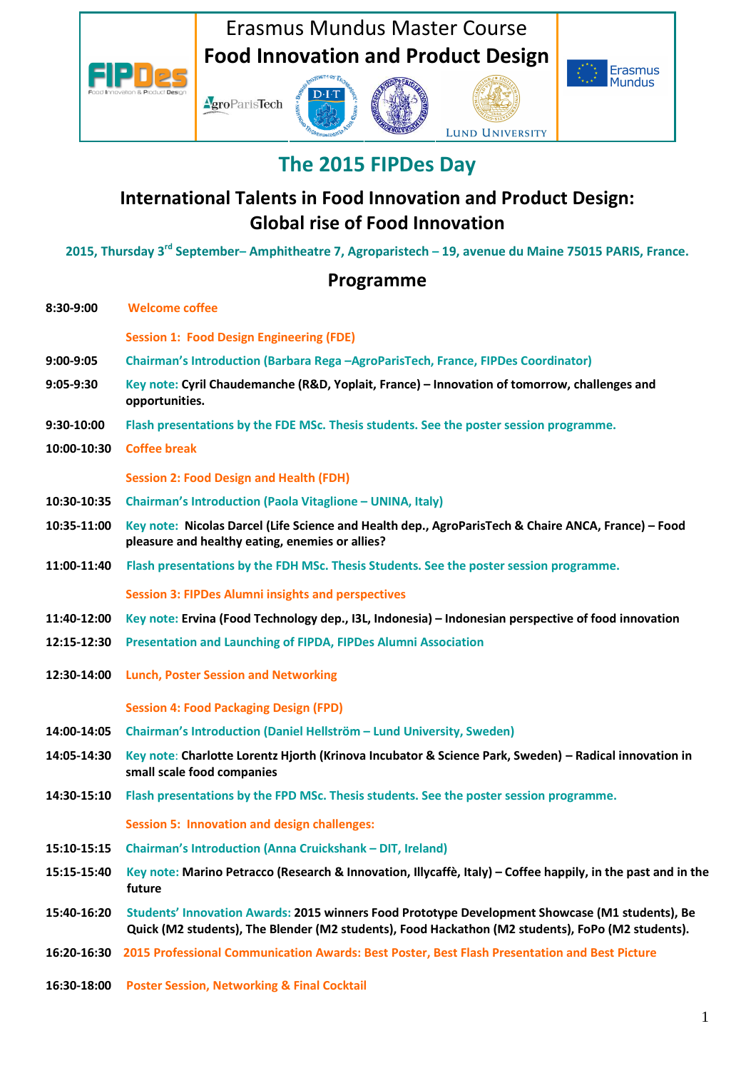Erasmus Mundus Master Course

**Food Innovation and Product Design**

# The 2015 FIPDes Day

## International Talents in Food Innovation and Product Design: Global rise of Food Innovation

**2015, Thursday 3[rd] September– Amphitheatre 7, Agroparistech – 19, avenue du Maine 75015 PARIS, France.**

## Programme

**8:30-9:00** Welcome coffee

**Session 1: Food Design Engineering (FDE)**

**9:00-9:05** Chairman's Introduction (Barbara Rega –AgroParisTech, France, FIPDes Coordinator)

**9:05-9:30** Key note: **Cyril Chaudemanche (R&D, Yoplait, France) – Innovation of tomorrow, challenges and opportunities.**

**9:30-10:00** Flash presentations by the FDE MSc. Thesis students. See the poster session programme.

**10:00-10:30** Coffee break

**Session 2: Food Design and Health (FDH)**

**10:30-10:35** Chairman's Introduction (Paola Vitaglione – UNINA, Italy)

**10:35-11:00** Key note: **Nicolas Darcel (Life Science and Health dep., AgroParisTech & Chaire ANCA, France) – Food pleasure and healthy eating, enemies or allies?**

**11:00-11:40** Flash presentations by the FDH MSc. Thesis Students. See the poster session programme.

**Session 3: FIPDes Alumni insights and perspectives**

**11:40-12:00** Key note: **Ervina (Food Technology dep., I3L, Indonesia) – Indonesian perspective of food innovation**

**12:15-12:30** Presentation and Launching of FIPDA, FIPDes Alumni Association

**12:30-14:00** Lunch, Poster Session and Networking

**Session 4: Food Packaging Design (FPD)**

**14:00-14:05** Chairman's Introduction (Daniel Hellström – Lund University, Sweden)

**14:05-14:30** Key note: **Charlotte Lorentz Hjorth (Krinova Incubator & Science Park, Sweden) – Radical innovation in small scale food companies**

**14:30-15:10** Flash presentations by the FPD MSc. Thesis students. See the poster session programme.

**Session 5: Innovation and design challenges:**

**15:10-15:15** Chairman's Introduction (Anna Cruickshank – DIT, Ireland)

**15:15-15:40** Key note: **Marino Petracco (Research & Innovation, Illycaffè, Italy) – Coffee happily, in the past and in the future**

**15:40-16:20** Students' Innovation Awards: **2015 winners Food Prototype Development Showcase (M1 students), Be Quick (M2 students), The Blender (M2 students), Food Hackathon (M2 students), FoPo (M2 students).**

**16:20-16:30** 2015 Professional Communication Awards: Best Poster, Best Flash Presentation and Best Picture

**16:30-18:00** Poster Session, Networking & Final Cocktail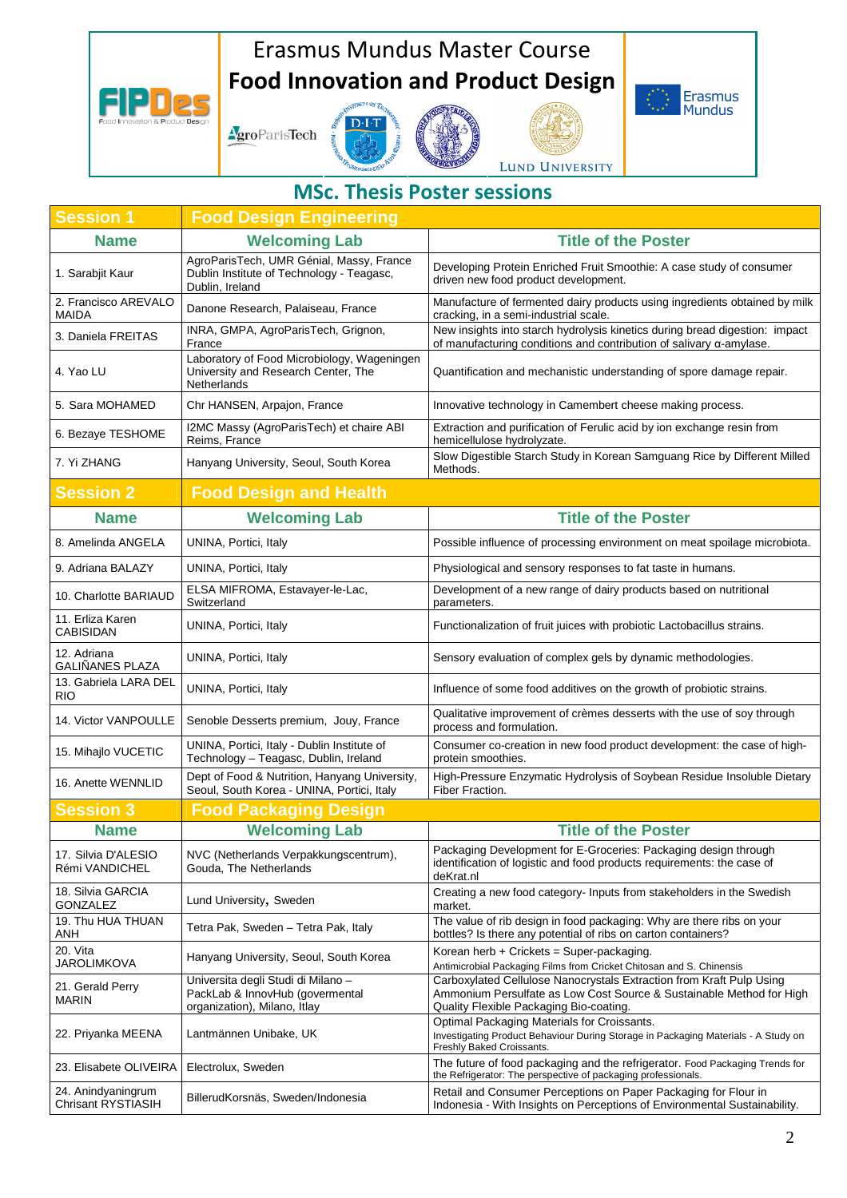# Erasmus Mundus Master Course
## Food Innovation and Product Design

FIPDes Food Innovation & Product Design — AgroParisTech — DIT — Lund University — Erasmus Mundus

## MSc. Thesis Poster sessions

| **Session 1** | **Food Design Engineering** | |
|---|---|---|
| **Name** | **Welcoming Lab** | **Title of the Poster** |
| 1. Sarabjit Kaur | AgroParisTech, UMR Génial, Massy, France Dublin Institute of Technology - Teagasc, Dublin, Ireland | Developing Protein Enriched Fruit Smoothie: A case study of consumer driven new food product development. |
| 2. Francisco AREVALO MAIDA | Danone Research, Palaiseau, France | Manufacture of fermented dairy products using ingredients obtained by milk cracking, in a semi-industrial scale. |
| 3. Daniela FREITAS | INRA, GMPA, AgroParisTech, Grignon, France | New insights into starch hydrolysis kinetics during bread digestion: impact of manufacturing conditions and contribution of salivary α-amylase. |
| 4. Yao LU | Laboratory of Food Microbiology, Wageningen University and Research Center, The Netherlands | Quantification and mechanistic understanding of spore damage repair. |
| 5. Sara MOHAMED | Chr HANSEN, Arpajon, France | Innovative technology in Camembert cheese making process. |
| 6. Bezaye TESHOME | I2MC Massy (AgroParisTech) et chaire ABI Reims, France | Extraction and purification of Ferulic acid by ion exchange resin from hemicellulose hydrolyzate. |
| 7. Yi ZHANG | Hanyang University, Seoul, South Korea | Slow Digestible Starch Study in Korean Samguang Rice by Different Milled Methods. |
| **Session 2** | **Food Design and Health** | |
| **Name** | **Welcoming Lab** | **Title of the Poster** |
| 8. Amelinda ANGELA | UNINA, Portici, Italy | Possible influence of processing environment on meat spoilage microbiota. |
| 9. Adriana BALAZY | UNINA, Portici, Italy | Physiological and sensory responses to fat taste in humans. |
| 10. Charlotte BARIAUD | ELSA MIFROMA, Estavayer-le-Lac, Switzerland | Development of a new range of dairy products based on nutritional parameters. |
| 11. Erliza Karen CABISIDAN | UNINA, Portici, Italy | Functionalization of fruit juices with probiotic Lactobacillus strains. |
| 12. Adriana GALIÑANES PLAZA | UNINA, Portici, Italy | Sensory evaluation of complex gels by dynamic methodologies. |
| 13. Gabriela LARA DEL RIO | UNINA, Portici, Italy | Influence of some food additives on the growth of probiotic strains. |
| 14. Victor VANPOULLE | Senoble Desserts premium, Jouy, France | Qualitative improvement of crèmes desserts with the use of soy through process and formulation. |
| 15. Mihajlo VUCETIC | UNINA, Portici, Italy - Dublin Institute of Technology – Teagasc, Dublin, Ireland | Consumer co-creation in new food product development: the case of high-protein smoothies. |
| 16. Anette WENNLID | Dept of Food & Nutrition, Hanyang University, Seoul, South Korea - UNINA, Portici, Italy | High-Pressure Enzymatic Hydrolysis of Soybean Residue Insoluble Dietary Fiber Fraction. |
| **Session 3** | **Food Packaging Design** | |
| **Name** | **Welcoming Lab** | **Title of the Poster** |
| 17. Silvia D'ALESIO Rémi VANDICHEL | NVC (Netherlands Verpakkungscentrum), Gouda, The Netherlands | Packaging Development for E-Groceries: Packaging design through identification of logistic and food products requirements: the case of deKrat.nl |
| 18. Silvia GARCIA GONZALEZ | Lund University, Sweden | Creating a new food category- Inputs from stakeholders in the Swedish market. |
| 19. Thu HUA THUAN ANH | Tetra Pak, Sweden – Tetra Pak, Italy | The value of rib design in food packaging: Why are there ribs on your bottles? Is there any potential of ribs on carton containers? |
| 20. Vita JAROLIMKOVA | Hanyang University, Seoul, South Korea | Korean herb + Crickets = Super-packaging. Antimicrobial Packaging Films from Cricket Chitosan and S. Chinensis |
| 21. Gerald Perry MARIN | Universita degli Studi di Milano – PackLab & InnovHub (govermental organization), Milano, Itlay | Carboxylated Cellulose Nanocrystals Extraction from Kraft Pulp Using Ammonium Persulfate as Low Cost Source & Sustainable Method for High Quality Flexible Packaging Bio-coating. |
| 22. Priyanka MEENA | Lantmännen Unibake, UK | Optimal Packaging Materials for Croissants. Investigating Product Behaviour During Storage in Packaging Materials - A Study on Freshly Baked Croissants. |
| 23. Elisabete OLIVEIRA | Electrolux, Sweden | The future of food packaging and the refrigerator. Food Packaging Trends for the Refrigerator: The perspective of packaging professionals. |
| 24. Anindyaningrum Chrisant RYSTIASIH | BillerudKorsnäs, Sweden/Indonesia | Retail and Consumer Perceptions on Paper Packaging for Flour in Indonesia - With Insights on Perceptions of Environmental Sustainability. |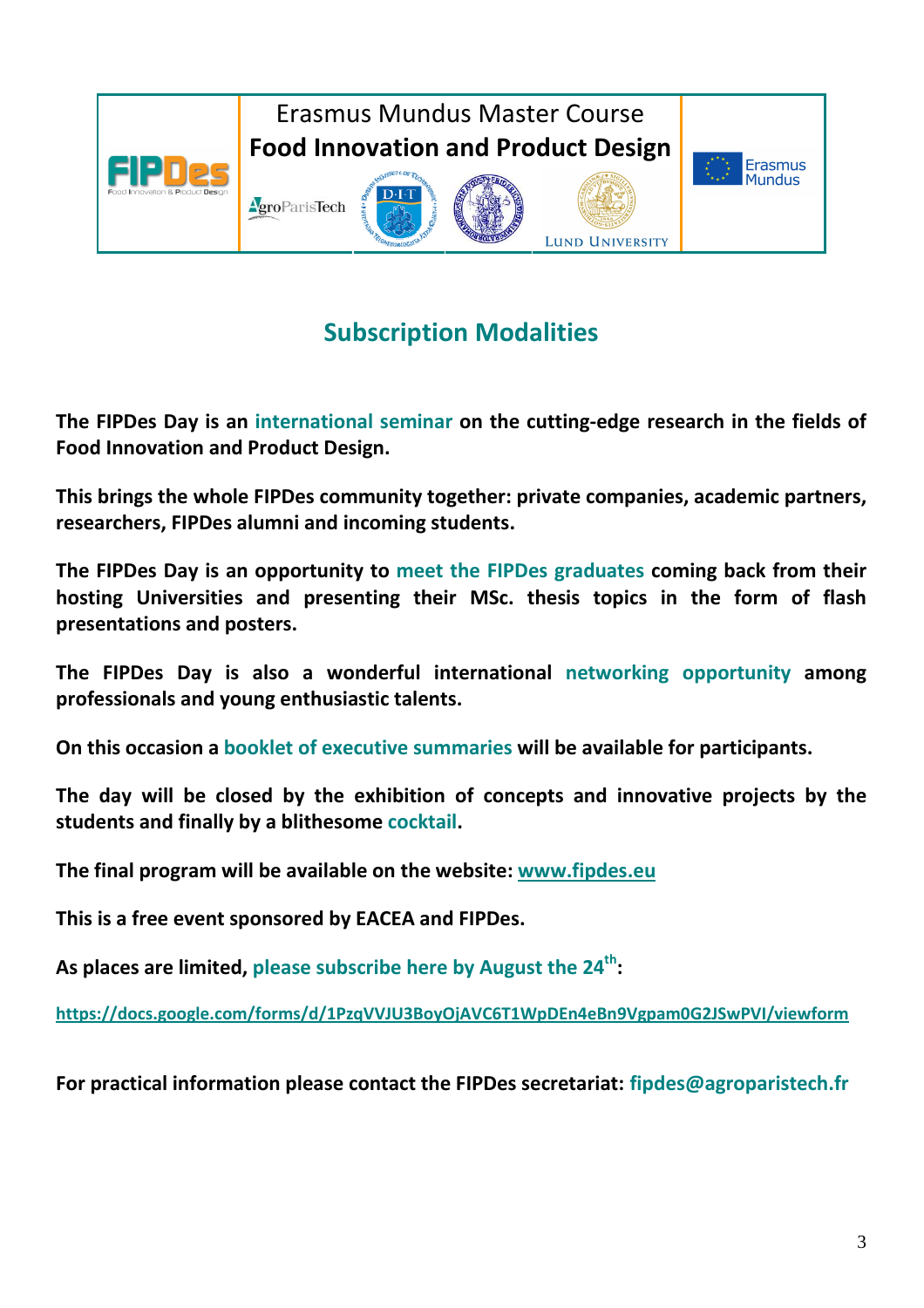Erasmus Mundus Master Course
**Food Innovation and Product Design**

## Subscription Modalities

**The FIPDes Day is an international seminar on the cutting-edge research in the fields of Food Innovation and Product Design.**

**This brings the whole FIPDes community together: private companies, academic partners, researchers, FIPDes alumni and incoming students.**

**The FIPDes Day is an opportunity to meet the FIPDes graduates coming back from their hosting Universities and presenting their MSc. thesis topics in the form of flash presentations and posters.**

**The FIPDes Day is also a wonderful international networking opportunity among professionals and young enthusiastic talents.**

**On this occasion a booklet of executive summaries will be available for participants.**

**The day will be closed by the exhibition of concepts and innovative projects by the students and finally by a blithesome cocktail.**

**The final program will be available on the website: [www.fipdes.eu](http://www.fipdes.eu)**

**This is a free event sponsored by EACEA and FIPDes.**

**As places are limited, please subscribe here by August the 24th:**

**https://docs.google.com/forms/d/1PzqVVJU3BoyOjAVC6T1WpDEn4eBn9Vgpam0G2JSwPVI/viewform**

**For practical information please contact the FIPDes secretariat: fipdes@agroparistech.fr**